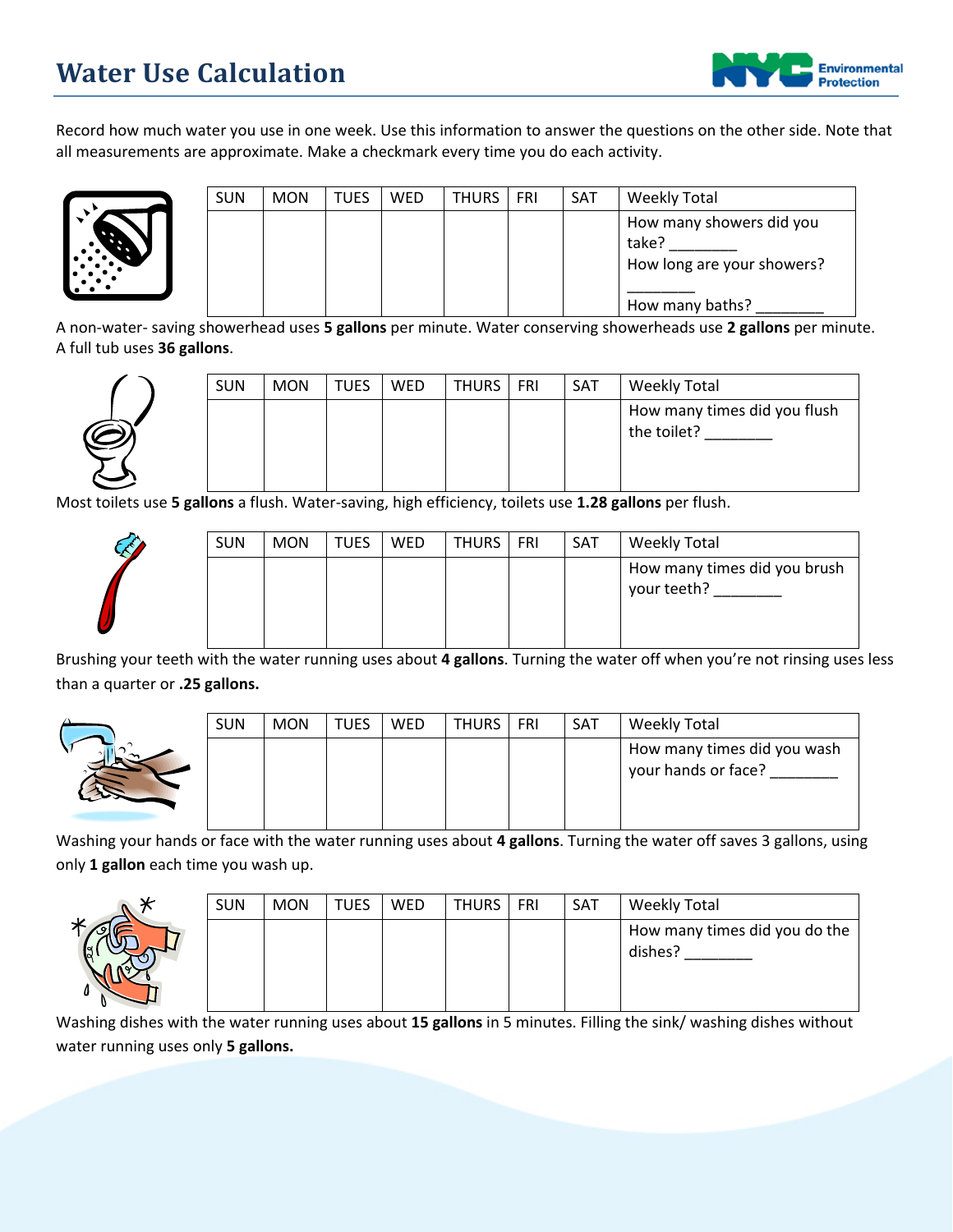# Water Use Calculation

Record how much water you use in one week. Use this information to answer the questions on the other side. Note that all measurements are approximate. Make a checkmark every time you do each activity.

| SUN | MON | TUES | WED | THURS | FRI | SAT | Weekly Total |
|---|---|---|---|---|---|---|---|
| | | | | | | | How many showers did you take? ________ How long are your showers? ________ How many baths? ________ |

A non-water- saving showerhead uses **5 gallons** per minute. Water conserving showerheads use **2 gallons** per minute. A full tub uses **36 gallons**.

| SUN | MON | TUES | WED | THURS | FRI | SAT | Weekly Total |
|---|---|---|---|---|---|---|---|
| | | | | | | | How many times did you flush the toilet? ________ |

Most toilets use **5 gallons** a flush. Water-saving, high efficiency, toilets use **1.28 gallons** per flush.

| SUN | MON | TUES | WED | THURS | FRI | SAT | Weekly Total |
|---|---|---|---|---|---|---|---|
| | | | | | | | How many times did you brush your teeth? ________ |

Brushing your teeth with the water running uses about **4 gallons**. Turning the water off when you're not rinsing uses less than a quarter or **.25 gallons.**

| SUN | MON | TUES | WED | THURS | FRI | SAT | Weekly Total |
|---|---|---|---|---|---|---|---|
| | | | | | | | How many times did you wash your hands or face? ________ |

Washing your hands or face with the water running uses about **4 gallons**. Turning the water off saves 3 gallons, using only **1 gallon** each time you wash up.

| SUN | MON | TUES | WED | THURS | FRI | SAT | Weekly Total |
|---|---|---|---|---|---|---|---|
| | | | | | | | How many times did you do the dishes? ________ |

Washing dishes with the water running uses about **15 gallons** in 5 minutes. Filling the sink/ washing dishes without water running uses only **5 gallons.**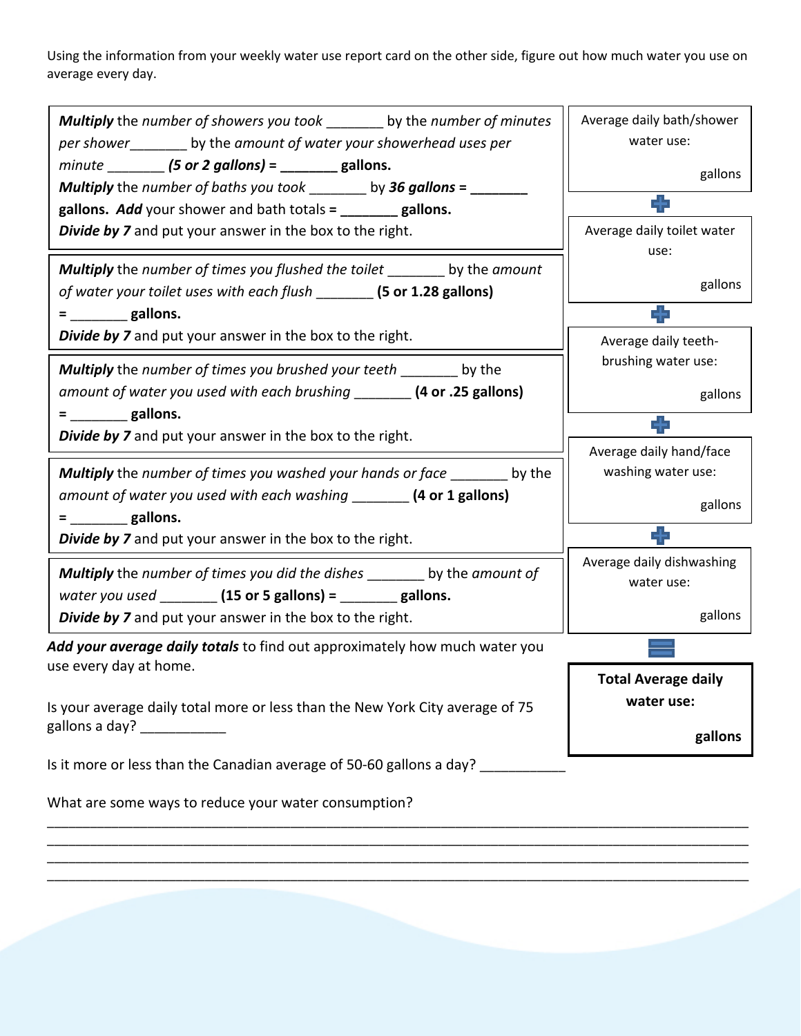Using the information from your weekly water use report card on the other side, figure out how much water you use on average every day.

| | |
|---|---|
| ***Multiply*** the *number of showers you took* _______ by the *number of minutes per shower*_______ by the *amount of water your showerhead uses per minute* _______ ***(5 or 2 gallons)* = _______ gallons.**<br>***Multiply*** the *number of baths you took* _______ by ***36 gallons* = _______ gallons.** ***Add*** your shower and bath totals **= _______ gallons.**<br>***Divide by 7*** and put your answer in the box to the right. | Average daily bath/shower water use:<br><br>gallons |
| | + |
| ***Multiply*** the *number of times you flushed the toilet* _______ by the *amount of water your toilet uses with each flush* _______ **(5 or 1.28 gallons) = _______ gallons.**<br>***Divide by 7*** and put your answer in the box to the right. | Average daily toilet water use:<br><br>gallons |
| | + |
| ***Multiply*** the *number of times you brushed your teeth* _______ by the *amount of water you used with each brushing* _______ **(4 or .25 gallons) = _______ gallons.**<br>***Divide by 7*** and put your answer in the box to the right. | Average daily teeth-brushing water use:<br><br>gallons |
| | + |
| ***Multiply*** the *number of times you washed your hands or face* _______ by the *amount of water you used with each washing* _______ **(4 or 1 gallons) = _______ gallons.**<br>***Divide by 7*** and put your answer in the box to the right. | Average daily hand/face washing water use:<br><br>gallons |
| | + |
| ***Multiply*** the *number of times you did the dishes* _______ by the *amount of water you used* _______ **(15 or 5 gallons) = _______ gallons.**<br>***Divide by 7*** and put your answer in the box to the right. | Average daily dishwashing water use:<br><br>gallons |
| ***Add your average daily totals*** to find out approximately how much water you use every day at home. | = |
| | **Total Average daily water use:**<br><br>**gallons** |

Is your average daily total more or less than the New York City average of 75 gallons a day? ___________

Is it more or less than the Canadian average of 50-60 gallons a day? ___________

What are some ways to reduce your water consumption?

_______________________________________________________________________________________________

_______________________________________________________________________________________________

_______________________________________________________________________________________________

_______________________________________________________________________________________________